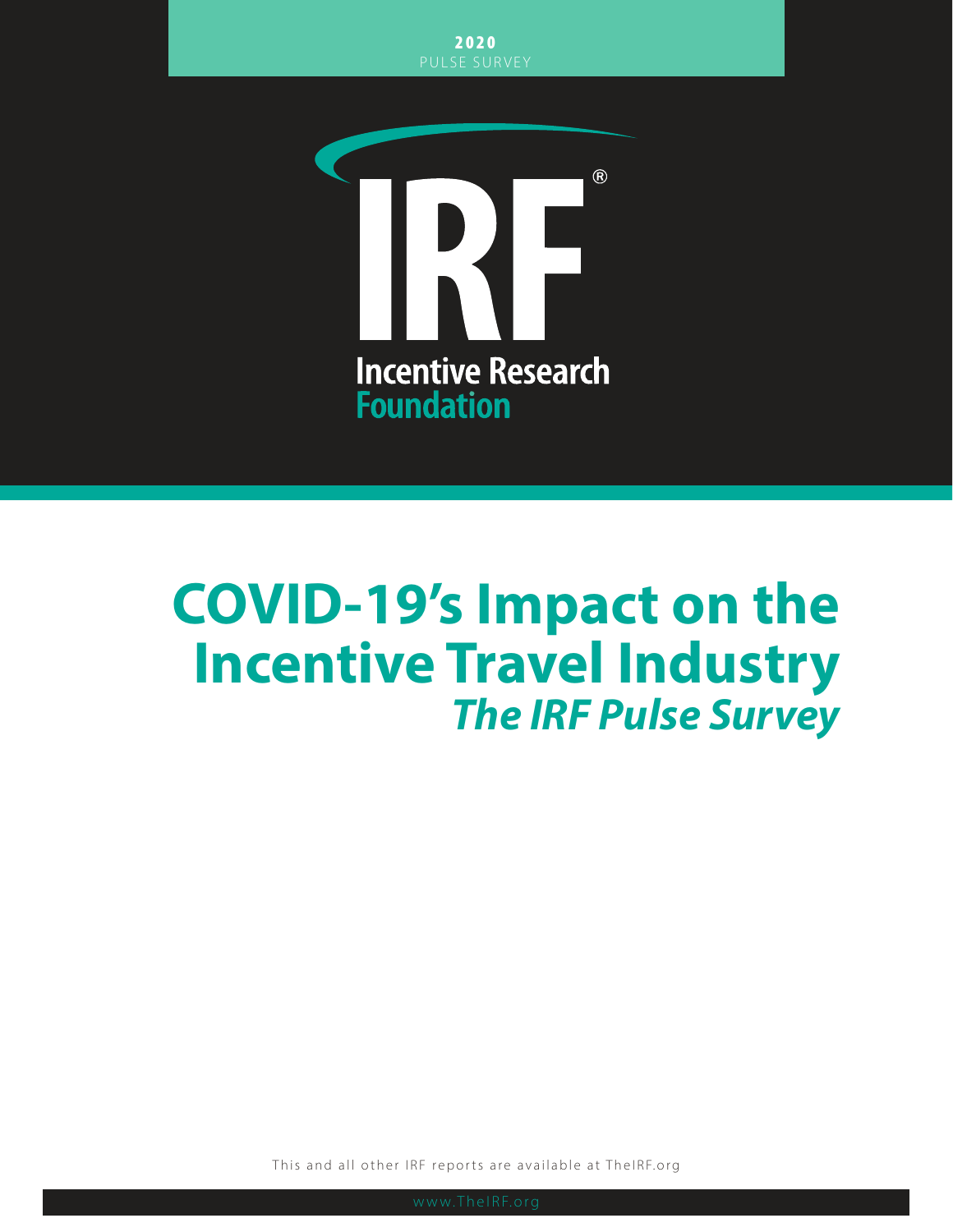**2020**
PULSE SURVEY

IRF®

Incentive Research Foundation

# COVID-19's Impact on the Incentive Travel Industry

## *The IRF Pulse Survey*

This and all other IRF reports are available at TheIRF.org

www.TheIRF.org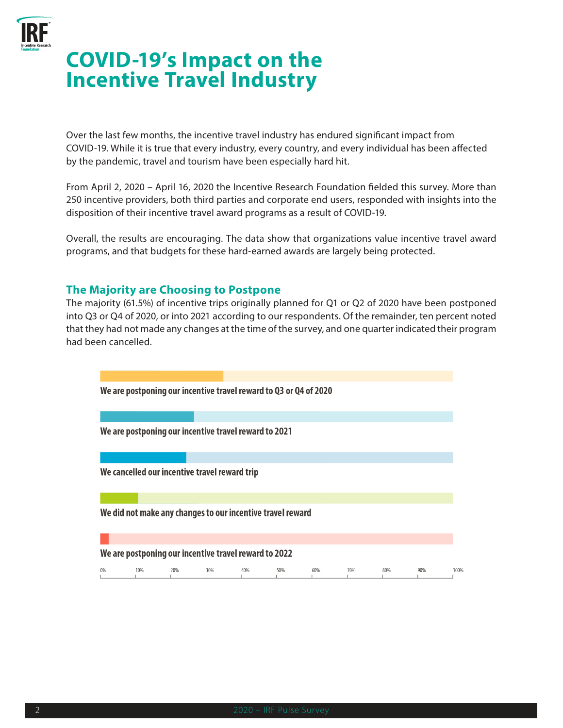# COVID-19's Impact on the Incentive Travel Industry

Over the last few months, the incentive travel industry has endured significant impact from COVID-19. While it is true that every industry, every country, and every individual has been affected by the pandemic, travel and tourism have been especially hard hit.

From April 2, 2020 – April 16, 2020 the Incentive Research Foundation fielded this survey. More than 250 incentive providers, both third parties and corporate end users, responded with insights into the disposition of their incentive travel award programs as a result of COVID-19.

Overall, the results are encouraging. The data show that organizations value incentive travel award programs, and that budgets for these hard-earned awards are largely being protected.

## The Majority are Choosing to Postpone

The majority (61.5%) of incentive trips originally planned for Q1 or Q2 of 2020 have been postponed into Q3 or Q4 of 2020, or into 2021 according to our respondents. Of the remainder, ten percent noted that they had not made any changes at the time of the survey, and one quarter indicated their program had been cancelled.

We are postponing our incentive travel reward to Q3 or Q4 of 2020

We are postponing our incentive travel reward to 2021

We cancelled our incentive travel reward trip

We did not make any changes to our incentive travel reward

We are postponing our incentive travel reward to 2022

0% 10% 20% 30% 40% 50% 60% 70% 80% 90% 100%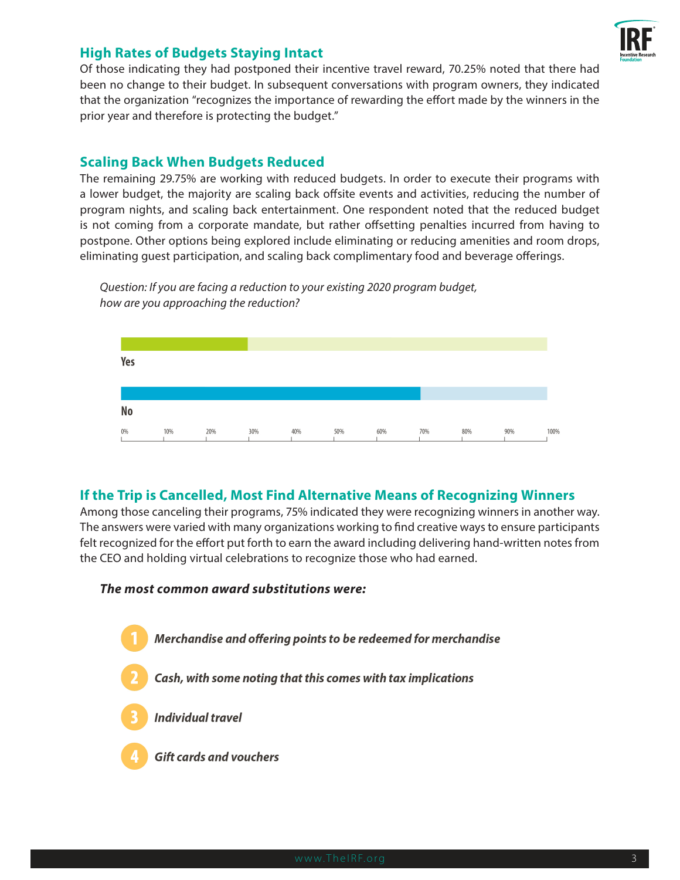## High Rates of Budgets Staying Intact

Of those indicating they had postponed their incentive travel reward, 70.25% noted that there had been no change to their budget. In subsequent conversations with program owners, they indicated that the organization "recognizes the importance of rewarding the effort made by the winners in the prior year and therefore is protecting the budget."

## Scaling Back When Budgets Reduced

The remaining 29.75% are working with reduced budgets. In order to execute their programs with a lower budget, the majority are scaling back offsite events and activities, reducing the number of program nights, and scaling back entertainment. One respondent noted that the reduced budget is not coming from a corporate mandate, but rather offsetting penalties incurred from having to postpone. Other options being explored include eliminating or reducing amenities and room drops, eliminating guest participation, and scaling back complimentary food and beverage offerings.

*Question: If you are facing a reduction to your existing 2020 program budget, how are you approaching the reduction?*

| Response | Percentage |
| --- | --- |
| Yes | ~30% |
| No | ~70% |

## If the Trip is Cancelled, Most Find Alternative Means of Recognizing Winners

Among those canceling their programs, 75% indicated they were recognizing winners in another way. The answers were varied with many organizations working to find creative ways to ensure participants felt recognized for the effort put forth to earn the award including delivering hand-written notes from the CEO and holding virtual celebrations to recognize those who had earned.

***The most common award substitutions were:***

1. ***Merchandise and offering points to be redeemed for merchandise***
2. ***Cash, with some noting that this comes with tax implications***
3. ***Individual travel***
4. ***Gift cards and vouchers***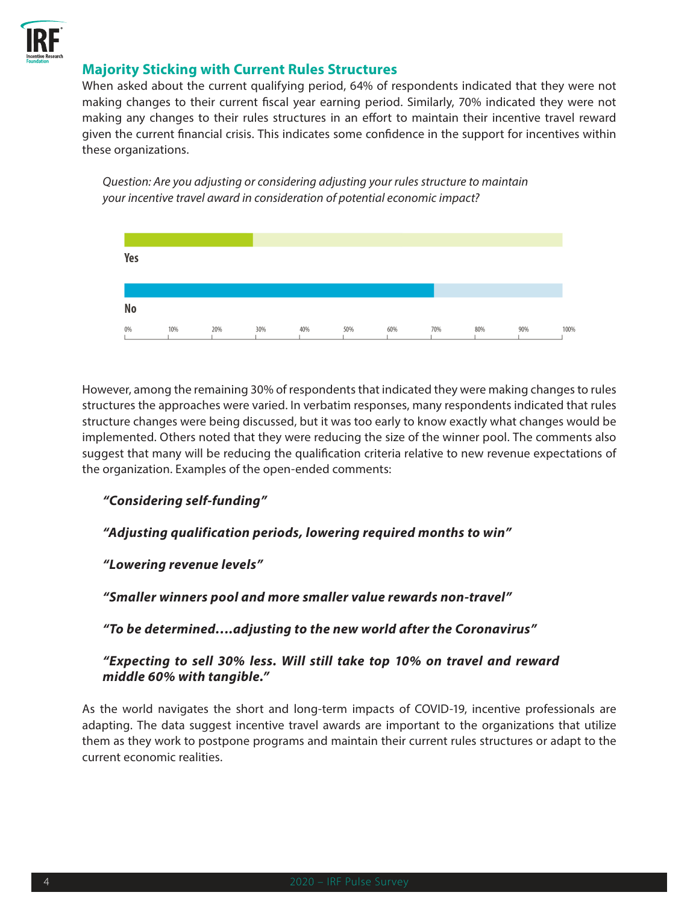## Majority Sticking with Current Rules Structures

When asked about the current qualifying period, 64% of respondents indicated that they were not making changes to their current fiscal year earning period. Similarly, 70% indicated they were not making any changes to their rules structures in an effort to maintain their incentive travel reward given the current financial crisis. This indicates some confidence in the support for incentives within these organizations.

*Question: Are you adjusting or considering adjusting your rules structure to maintain your incentive travel award in consideration of potential economic impact?*

Yes

No

0% 10% 20% 30% 40% 50% 60% 70% 80% 90% 100%

However, among the remaining 30% of respondents that indicated they were making changes to rules structures the approaches were varied. In verbatim responses, many respondents indicated that rules structure changes were being discussed, but it was too early to know exactly what changes would be implemented. Others noted that they were reducing the size of the winner pool. The comments also suggest that many will be reducing the qualification criteria relative to new revenue expectations of the organization. Examples of the open-ended comments:

***"Considering self-funding"***

***"Adjusting qualification periods, lowering required months to win"***

***"Lowering revenue levels"***

***"Smaller winners pool and more smaller value rewards non-travel"***

***"To be determined….adjusting to the new world after the Coronavirus"***

***"Expecting to sell 30% less. Will still take top 10% on travel and reward middle 60% with tangible."***

As the world navigates the short and long-term impacts of COVID-19, incentive professionals are adapting. The data suggest incentive travel awards are important to the organizations that utilize them as they work to postpone programs and maintain their current rules structures or adapt to the current economic realities.